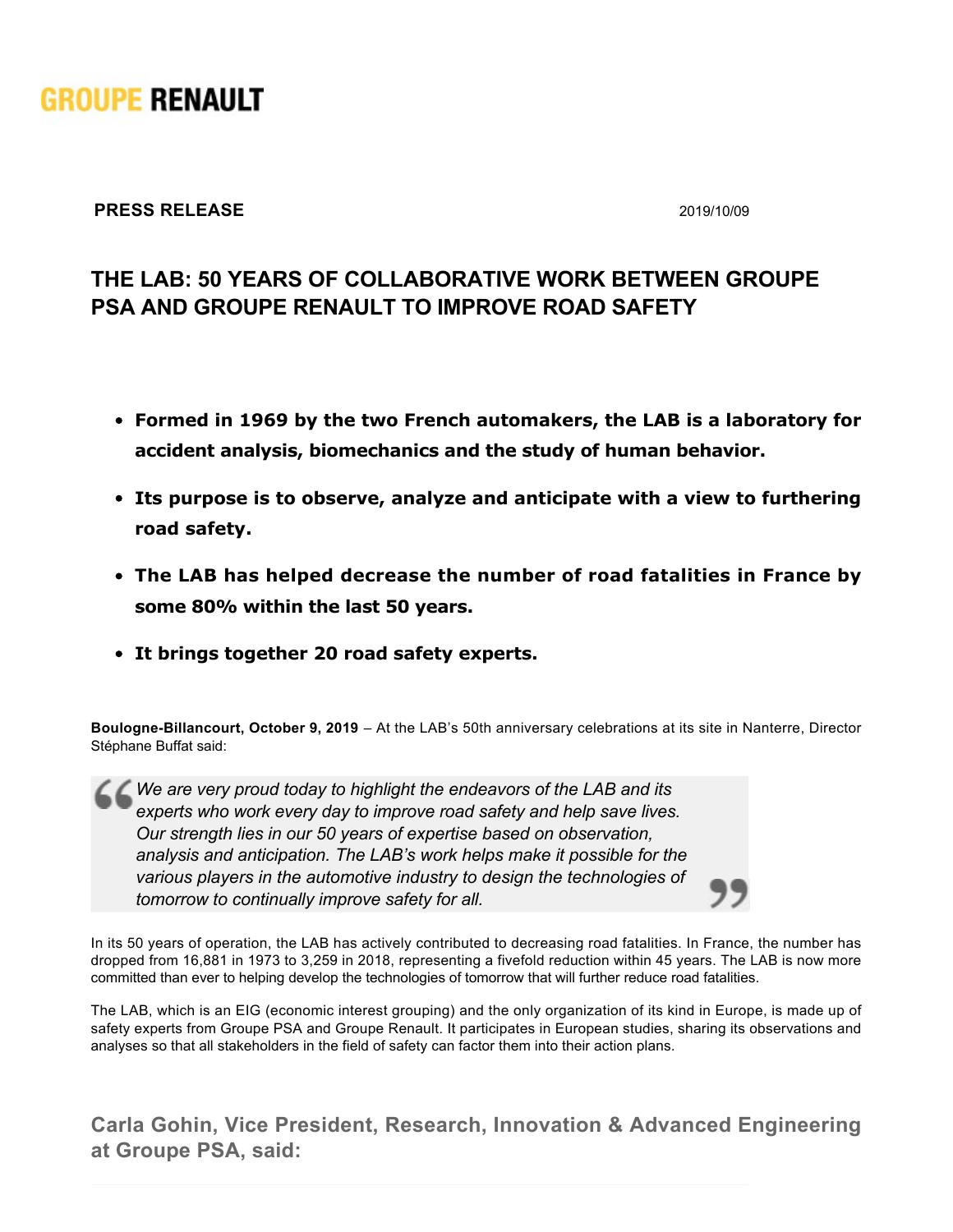GROUPE RENAULT

**PRESS RELEASE** 2019/10/09

# THE LAB: 50 YEARS OF COLLABORATIVE WORK BETWEEN GROUPE PSA AND GROUPE RENAULT TO IMPROVE ROAD SAFETY

- **Formed in 1969 by the two French automakers, the LAB is a laboratory for accident analysis, biomechanics and the study of human behavior.**
- **Its purpose is to observe, analyze and anticipate with a view to furthering road safety.**
- **The LAB has helped decrease the number of road fatalities in France by some 80% within the last 50 years.**
- **It brings together 20 road safety experts.**

**Boulogne-Billancourt, October 9, 2019** – At the LAB's 50th anniversary celebrations at its site in Nanterre, Director Stéphane Buffat said:

> *We are very proud today to highlight the endeavors of the LAB and its experts who work every day to improve road safety and help save lives. Our strength lies in our 50 years of expertise based on observation, analysis and anticipation. The LAB's work helps make it possible for the various players in the automotive industry to design the technologies of tomorrow to continually improve safety for all.*

In its 50 years of operation, the LAB has actively contributed to decreasing road fatalities. In France, the number has dropped from 16,881 in 1973 to 3,259 in 2018, representing a fivefold reduction within 45 years. The LAB is now more committed than ever to helping develop the technologies of tomorrow that will further reduce road fatalities.

The LAB, which is an EIG (economic interest grouping) and the only organization of its kind in Europe, is made up of safety experts from Groupe PSA and Groupe Renault. It participates in European studies, sharing its observations and analyses so that all stakeholders in the field of safety can factor them into their action plans.

### Carla Gohin, Vice President, Research, Innovation & Advanced Engineering at Groupe PSA, said: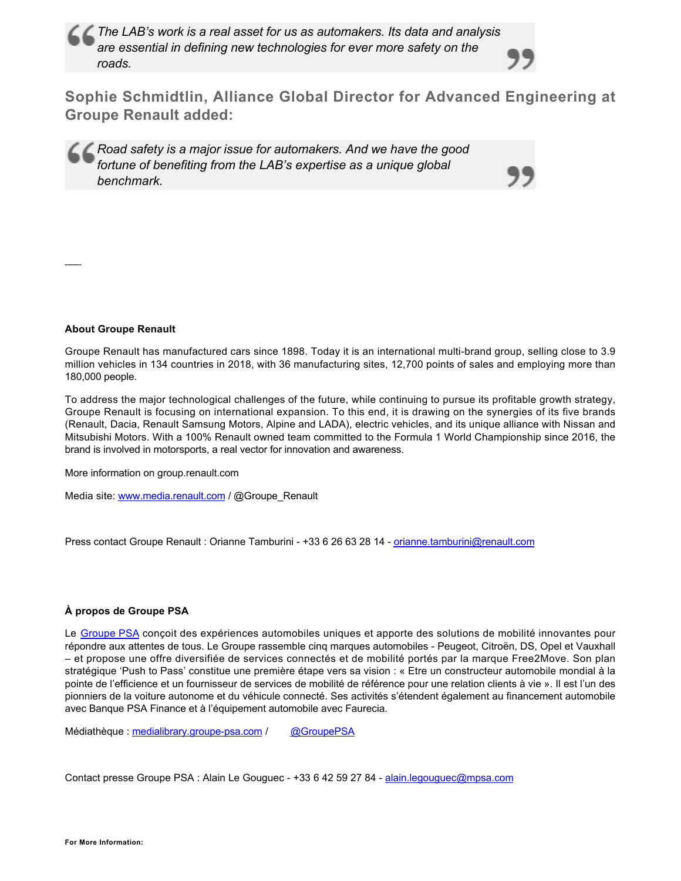> *The LAB's work is a real asset for us as automakers. Its data and analysis are essential in defining new technologies for ever more safety on the roads.*

## Sophie Schmidtlin, Alliance Global Director for Advanced Engineering at Groupe Renault added:

> *Road safety is a major issue for automakers. And we have the good fortune of benefiting from the LAB's expertise as a unique global benchmark.*

___

**About Groupe Renault**

Groupe Renault has manufactured cars since 1898. Today it is an international multi-brand group, selling close to 3.9 million vehicles in 134 countries in 2018, with 36 manufacturing sites, 12,700 points of sales and employing more than 180,000 people.

To address the major technological challenges of the future, while continuing to pursue its profitable growth strategy, Groupe Renault is focusing on international expansion. To this end, it is drawing on the synergies of its five brands (Renault, Dacia, Renault Samsung Motors, Alpine and LADA), electric vehicles, and its unique alliance with Nissan and Mitsubishi Motors. With a 100% Renault owned team committed to the Formula 1 World Championship since 2016, the brand is involved in motorsports, a real vector for innovation and awareness.

More information on group.renault.com

Media site: www.media.renault.com / @Groupe_Renault

Press contact Groupe Renault : Orianne Tamburini - +33 6 26 63 28 14 - orianne.tamburini@renault.com

**À propos de Groupe PSA**

Le Groupe PSA conçoit des expériences automobiles uniques et apporte des solutions de mobilité innovantes pour répondre aux attentes de tous. Le Groupe rassemble cinq marques automobiles - Peugeot, Citroën, DS, Opel et Vauxhall – et propose une offre diversifiée de services connectés et de mobilité portés par la marque Free2Move. Son plan stratégique 'Push to Pass' constitue une première étape vers sa vision : « Etre un constructeur automobile mondial à la pointe de l'efficience et un fournisseur de services de mobilité de référence pour une relation clients à vie ». Il est l'un des pionniers de la voiture autonome et du véhicule connecté. Ses activités s'étendent également au financement automobile avec Banque PSA Finance et à l'équipement automobile avec Faurecia.

Médiathèque : medialibrary.groupe-psa.com / @GroupePSA

Contact presse Groupe PSA : Alain Le Gouguec - +33 6 42 59 27 84 - alain.legouguec@mpsa.com

**For More Information:**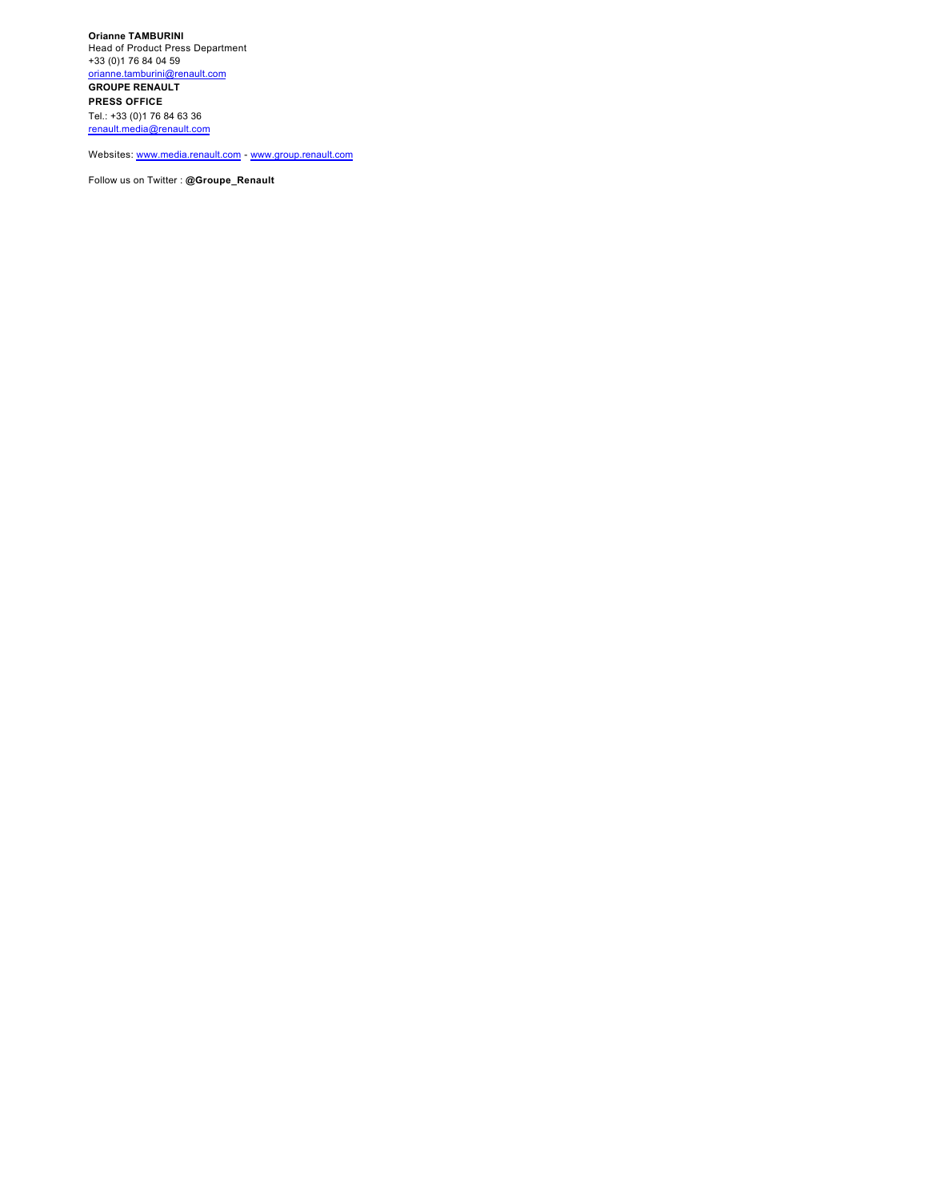**Orianne TAMBURINI**
Head of Product Press Department
+33 (0)1 76 84 04 59
orianne.tamburini@renault.com

**GROUPE RENAULT**
**PRESS OFFICE**
Tel.: +33 (0)1 76 84 63 36
renault.media@renault.com

Websites: www.media.renault.com - www.group.renault.com

Follow us on Twitter : **@Groupe_Renault**